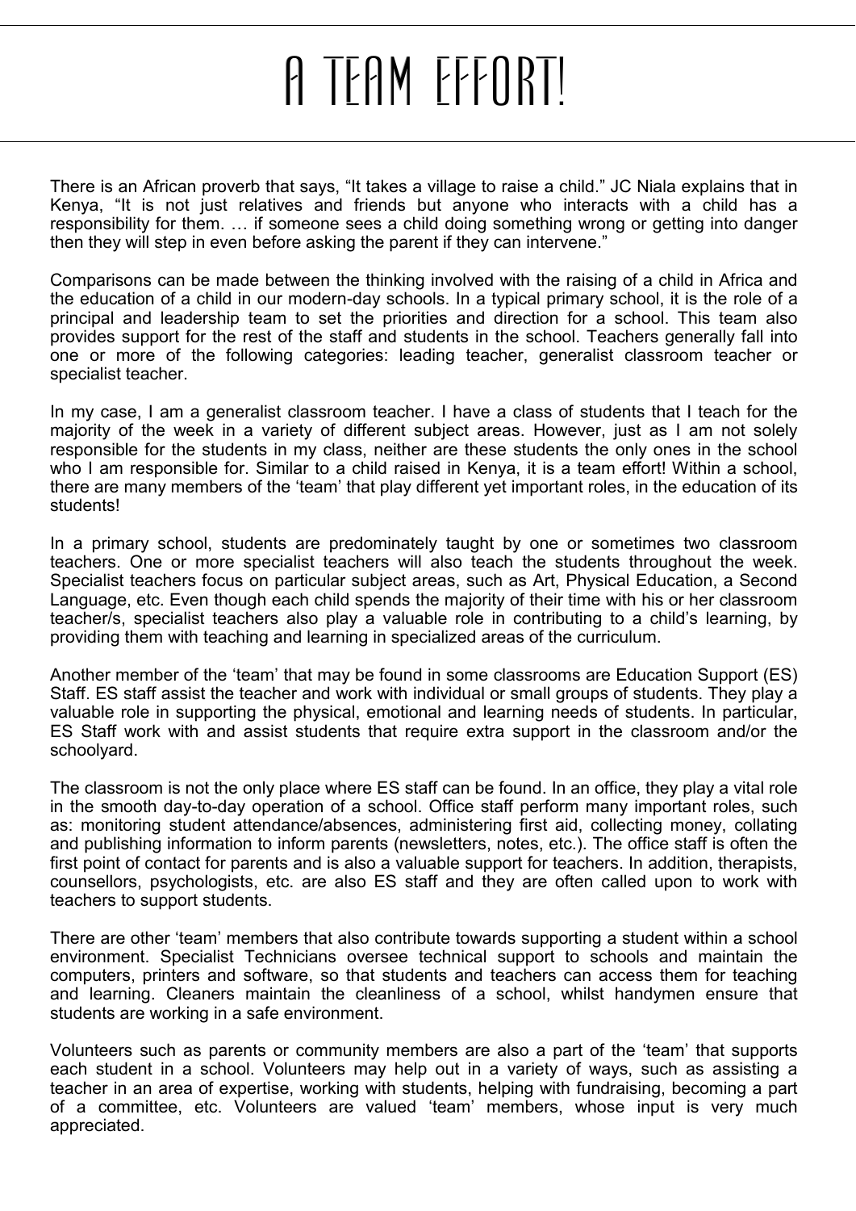# A TEAM EFFORT!

There is an African proverb that says, "It takes a village to raise a child." JC Niala explains that in Kenya, "It is not just relatives and friends but anyone who interacts with a child has a responsibility for them. … if someone sees a child doing something wrong or getting into danger then they will step in even before asking the parent if they can intervene."

Comparisons can be made between the thinking involved with the raising of a child in Africa and the education of a child in our modern-day schools. In a typical primary school, it is the role of a principal and leadership team to set the priorities and direction for a school. This team also provides support for the rest of the staff and students in the school. Teachers generally fall into one or more of the following categories: leading teacher, generalist classroom teacher or specialist teacher.

In my case, I am a generalist classroom teacher. I have a class of students that I teach for the majority of the week in a variety of different subject areas. However, just as I am not solely responsible for the students in my class, neither are these students the only ones in the school who I am responsible for. Similar to a child raised in Kenya, it is a team effort! Within a school, there are many members of the 'team' that play different yet important roles, in the education of its students!

In a primary school, students are predominately taught by one or sometimes two classroom teachers. One or more specialist teachers will also teach the students throughout the week. Specialist teachers focus on particular subject areas, such as Art, Physical Education, a Second Language, etc. Even though each child spends the majority of their time with his or her classroom teacher/s, specialist teachers also play a valuable role in contributing to a child's learning, by providing them with teaching and learning in specialized areas of the curriculum.

Another member of the 'team' that may be found in some classrooms are Education Support (ES) Staff. ES staff assist the teacher and work with individual or small groups of students. They play a valuable role in supporting the physical, emotional and learning needs of students. In particular, ES Staff work with and assist students that require extra support in the classroom and/or the schoolyard.

The classroom is not the only place where ES staff can be found. In an office, they play a vital role in the smooth day-to-day operation of a school. Office staff perform many important roles, such as: monitoring student attendance/absences, administering first aid, collecting money, collating and publishing information to inform parents (newsletters, notes, etc.). The office staff is often the first point of contact for parents and is also a valuable support for teachers. In addition, therapists, counsellors, psychologists, etc. are also ES staff and they are often called upon to work with teachers to support students.

There are other 'team' members that also contribute towards supporting a student within a school environment. Specialist Technicians oversee technical support to schools and maintain the computers, printers and software, so that students and teachers can access them for teaching and learning. Cleaners maintain the cleanliness of a school, whilst handymen ensure that students are working in a safe environment.

Volunteers such as parents or community members are also a part of the 'team' that supports each student in a school. Volunteers may help out in a variety of ways, such as assisting a teacher in an area of expertise, working with students, helping with fundraising, becoming a part of a committee, etc. Volunteers are valued 'team' members, whose input is very much appreciated.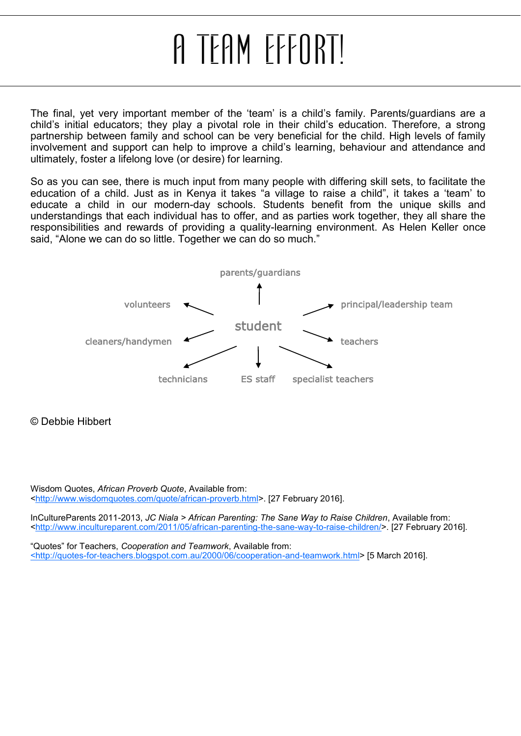# A TEAM EFFORT!

The final, yet very important member of the 'team' is a child's family. Parents/guardians are a child's initial educators; they play a pivotal role in their child's education. Therefore, a strong partnership between family and school can be very beneficial for the child. High levels of family involvement and support can help to improve a child's learning, behaviour and attendance and ultimately, foster a lifelong love (or desire) for learning.

So as you can see, there is much input from many people with differing skill sets, to facilitate the education of a child. Just as in Kenya it takes "a village to raise a child", it takes a 'team' to educate a child in our modern-day schools. Students benefit from the unique skills and understandings that each individual has to offer, and as parties work together, they all share the responsibilities and rewards of providing a quality-learning environment. As Helen Keller once said, "Alone we can do so little. Together we can do so much."

parents/guardians

volunteers

principal/leadership team

student

cleaners/handymen

teachers

technicians

ES staff

specialist teachers

© Debbie Hibbert

Wisdom Quotes, *African Proverb Quote*, Available from: <http://www.wisdomquotes.com/quote/african-proverb.html>. [27 February 2016].

InCultureParents 2011-2013, *JC Niala > African Parenting: The Sane Way to Raise Children*, Available from: <http://www.incultureparent.com/2011/05/african-parenting-the-sane-way-to-raise-children/>. [27 February 2016].

"Quotes" for Teachers, *Cooperation and Teamwork*, Available from: <http://quotes-for-teachers.blogspot.com.au/2000/06/cooperation-and-teamwork.html> [5 March 2016].